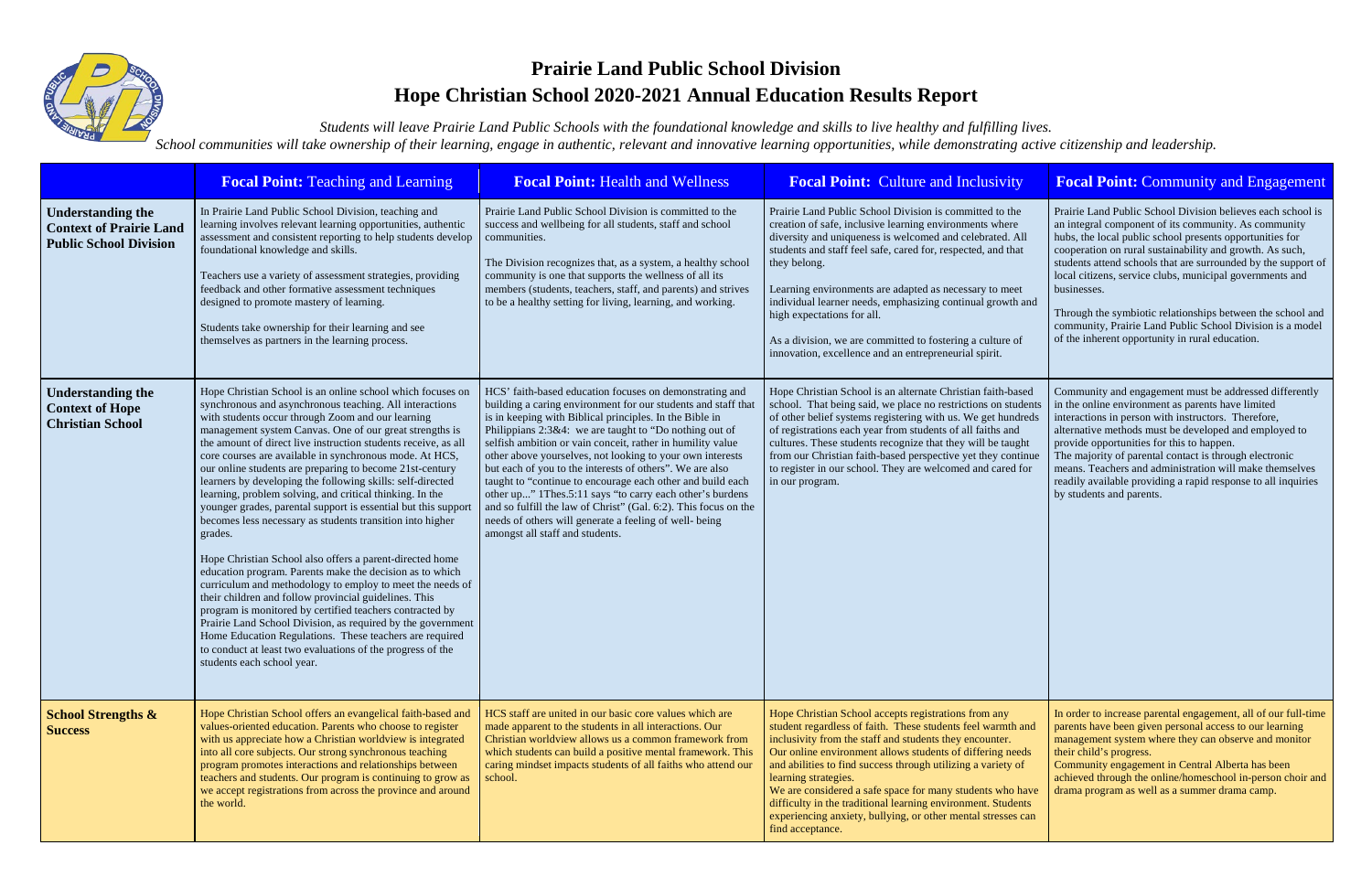# Prairie Land Public School Division

## Hope Christian School 2020-2021 Annual Education Results Report

*Students will leave Prairie Land Public Schools with the foundational knowledge and skills to live healthy and fulfilling lives.*

*School communities will take ownership of their learning, engage in authentic, relevant and innovative learning opportunities, while demonstrating active citizenship and leadership.*

| | **Focal Point:** Teaching and Learning | **Focal Point:** Health and Wellness | **Focal Point:** Culture and Inclusivity | **Focal Point:** Community and Engagement |
|---|---|---|---|---|
| **Understanding the Context of Prairie Land Public School Division** | In Prairie Land Public School Division, teaching and learning involves relevant learning opportunities, authentic assessment and consistent reporting to help students develop foundational knowledge and skills.<br><br>Teachers use a variety of assessment strategies, providing feedback and other formative assessment techniques designed to promote mastery of learning.<br><br>Students take ownership for their learning and see themselves as partners in the learning process. | Prairie Land Public School Division is committed to the success and wellbeing for all students, staff and school communities.<br><br>The Division recognizes that, as a system, a healthy school community is one that supports the wellness of all its members (students, teachers, staff, and parents) and strives to be a healthy setting for living, learning, and working. | Prairie Land Public School Division is committed to the creation of safe, inclusive learning environments where diversity and uniqueness is welcomed and celebrated. All students and staff feel safe, cared for, respected, and that they belong.<br><br>Learning environments are adapted as necessary to meet individual learner needs, emphasizing continual growth and high expectations for all.<br><br>As a division, we are committed to fostering a culture of innovation, excellence and an entrepreneurial spirit. | Prairie Land Public School Division believes each school is an integral component of its community. As community hubs, the local public school presents opportunities for cooperation on rural sustainability and growth. As such, students attend schools that are surrounded by the support of local citizens, service clubs, municipal governments and businesses.<br><br>Through the symbiotic relationships between the school and community, Prairie Land Public School Division is a model of the inherent opportunity in rural education. |
| **Understanding the Context of Hope Christian School** | Hope Christian School is an online school which focuses on synchronous and asynchronous teaching. All interactions with students occur through Zoom and our learning management system Canvas. One of our great strengths is the amount of direct live instruction students receive, as all core courses are available in synchronous mode. At HCS, our online students are preparing to become 21st-century learners by developing the following skills: self-directed learning, problem solving, and critical thinking. In the younger grades, parental support is essential but this support becomes less necessary as students transition into higher grades.<br><br>Hope Christian School also offers a parent-directed home education program. Parents make the decision as to which curriculum and methodology to employ to meet the needs of their children and follow provincial guidelines. This program is monitored by certified teachers contracted by Prairie Land School Division, as required by the government Home Education Regulations. These teachers are required to conduct at least two evaluations of the progress of the students each school year. | HCS' faith-based education focuses on demonstrating and building a caring environment for our students and staff that is in keeping with Biblical principles. In the Bible in Philippians 2:3&4: we are taught to "Do nothing out of selfish ambition or vain conceit, rather in humility value other above yourselves, not looking to your own interests but each of you to the interests of others". We are also taught to "continue to encourage each other and build each other up..." 1Thes.5:11 says "to carry each other's burdens and so fulfill the law of Christ" (Gal. 6:2). This focus on the needs of others will generate a feeling of well- being amongst all staff and students. | Hope Christian School is an alternate Christian faith-based school. That being said, we place no restrictions on students of other belief systems registering with us. We get hundreds of registrations each year from students of all faiths and cultures. These students recognize that they will be taught from our Christian faith-based perspective yet they continue to register in our school. They are welcomed and cared for in our program. | Community and engagement must be addressed differently in the online environment as parents have limited interactions in person with instructors. Therefore, alternative methods must be developed and employed to provide opportunities for this to happen.<br>The majority of parental contact is through electronic means. Teachers and administration will make themselves readily available providing a rapid response to all inquiries by students and parents. |
| **School Strengths & Success** | Hope Christian School offers an evangelical faith-based and values-oriented education. Parents who choose to register with us appreciate how a Christian worldview is integrated into all core subjects. Our strong synchronous teaching program promotes interactions and relationships between teachers and students. Our program is continuing to grow as we accept registrations from across the province and around the world. | HCS staff are united in our basic core values which are made apparent to the students in all interactions. Our Christian worldview allows us a common framework from which students can build a positive mental framework. This caring mindset impacts students of all faiths who attend our school. | Hope Christian School accepts registrations from any student regardless of faith. These students feel warmth and inclusivity from the staff and students they encounter.<br>Our online environment allows students of differing needs and abilities to find success through utilizing a variety of learning strategies.<br>We are considered a safe space for many students who have difficulty in the traditional learning environment. Students experiencing anxiety, bullying, or other mental stresses can find acceptance. | In order to increase parental engagement, all of our full-time parents have been given personal access to our learning management system where they can observe and monitor their child's progress.<br>Community engagement in Central Alberta has been achieved through the online/homeschool in-person choir and drama program as well as a summer drama camp. |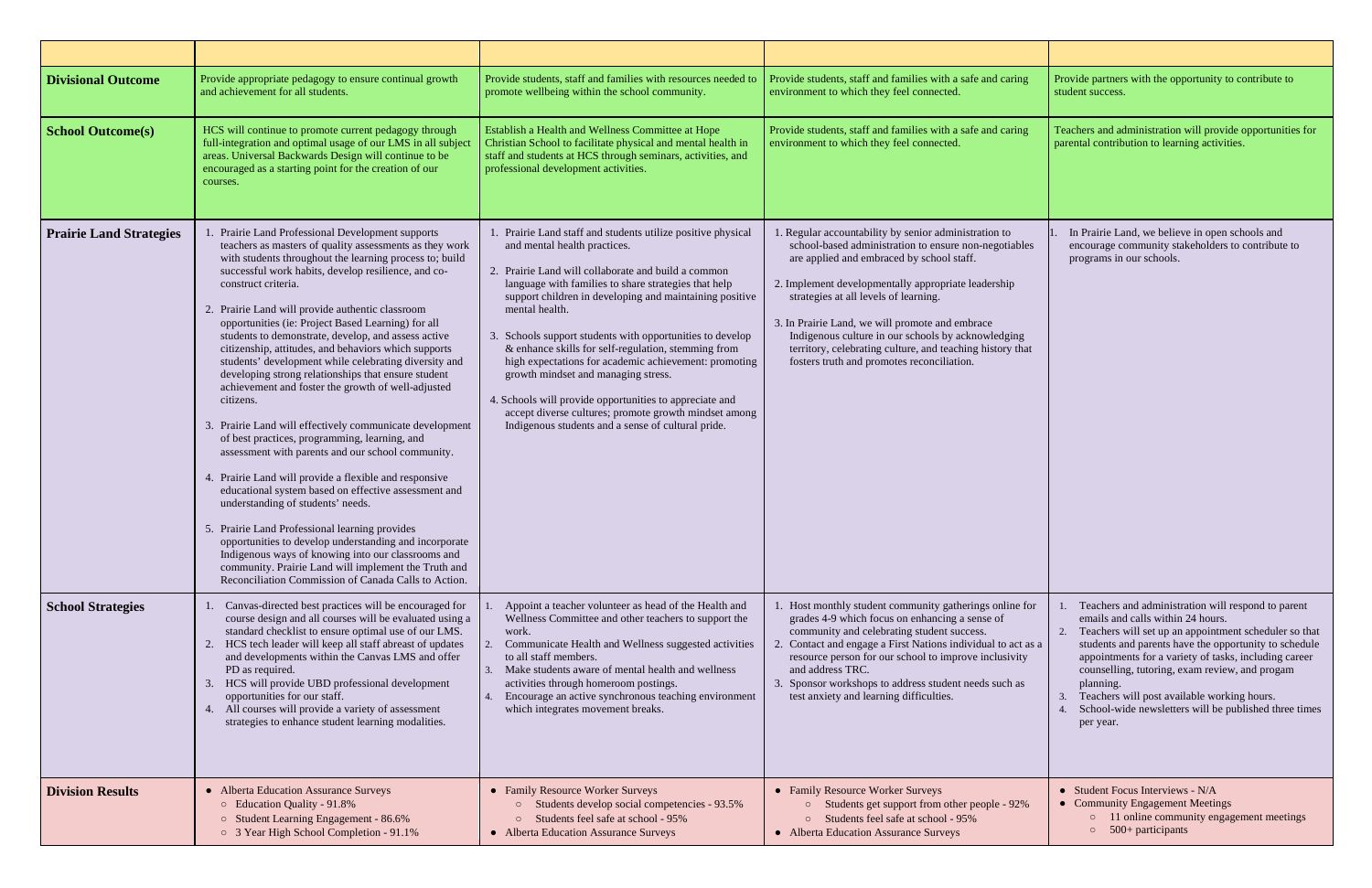| | | | | |
|---|---|---|---|---|
| **Divisional Outcome** | Provide appropriate pedagogy to ensure continual growth and achievement for all students. | Provide students, staff and families with resources needed to promote wellbeing within the school community. | Provide students, staff and families with a safe and caring environment to which they feel connected. | Provide partners with the opportunity to contribute to student success. |
| **School Outcome(s)** | HCS will continue to promote current pedagogy through full-integration and optimal usage of our LMS in all subject areas. Universal Backwards Design will continue to be encouraged as a starting point for the creation of our courses. | Establish a Health and Wellness Committee at Hope Christian School to facilitate physical and mental health in staff and students at HCS through seminars, activities, and professional development activities. | Provide students, staff and families with a safe and caring environment to which they feel connected. | Teachers and administration will provide opportunities for parental contribution to learning activities. |
| **Prairie Land Strategies** | 1. Prairie Land Professional Development supports teachers as masters of quality assessments as they work with students throughout the learning process to; build successful work habits, develop resilience, and co-construct criteria.<br><br>2. Prairie Land will provide authentic classroom opportunities (ie: Project Based Learning) for all students to demonstrate, develop, and assess active citizenship, attitudes, and behaviors which supports students' development while celebrating diversity and developing strong relationships that ensure student achievement and foster the growth of well-adjusted citizens.<br><br>3. Prairie Land will effectively communicate development of best practices, programming, learning, and assessment with parents and our school community.<br><br>4. Prairie Land will provide a flexible and responsive educational system based on effective assessment and understanding of students' needs.<br><br>5. Prairie Land Professional learning provides opportunities to develop understanding and incorporate Indigenous ways of knowing into our classrooms and community. Prairie Land will implement the Truth and Reconciliation Commission of Canada Calls to Action. | 1. Prairie Land staff and students utilize positive physical and mental health practices.<br><br>2. Prairie Land will collaborate and build a common language with families to share strategies that help support children in developing and maintaining positive mental health.<br><br>3. Schools support students with opportunities to develop & enhance skills for self-regulation, stemming from high expectations for academic achievement: promoting growth mindset and managing stress.<br><br>4. Schools will provide opportunities to appreciate and accept diverse cultures; promote growth mindset among Indigenous students and a sense of cultural pride. | 1. Regular accountability by senior administration to school-based administration to ensure non-negotiables are applied and embraced by school staff.<br><br>2. Implement developmentally appropriate leadership strategies at all levels of learning.<br><br>3. In Prairie Land, we will promote and embrace Indigenous culture in our schools by acknowledging territory, celebrating culture, and teaching history that fosters truth and promotes reconciliation. | 1. In Prairie Land, we believe in open schools and encourage community stakeholders to contribute to programs in our schools. |
| **School Strategies** | 1. Canvas-directed best practices will be encouraged for course design and all courses will be evaluated using a standard checklist to ensure optimal use of our LMS.<br>2. HCS tech leader will keep all staff abreast of updates and developments within the Canvas LMS and offer PD as required.<br>3. HCS will provide UBD professional development opportunities for our staff.<br>4. All courses will provide a variety of assessment strategies to enhance student learning modalities. | 1. Appoint a teacher volunteer as head of the Health and Wellness Committee and other teachers to support the work.<br>2. Communicate Health and Wellness suggested activities to all staff members.<br>3. Make students aware of mental health and wellness activities through homeroom postings.<br>4. Encourage an active synchronous teaching environment which integrates movement breaks. | 1. Host monthly student community gatherings online for grades 4-9 which focus on enhancing a sense of community and celebrating student success.<br>2. Contact and engage a First Nations individual to act as a resource person for our school to improve inclusivity and address TRC.<br>3. Sponsor workshops to address student needs such as test anxiety and learning difficulties. | 1. Teachers and administration will respond to parent emails and calls within 24 hours.<br>2. Teachers will set up an appointment scheduler so that students and parents have the opportunity to schedule appointments for a variety of tasks, including career counselling, tutoring, exam review, and progam planning.<br>3. Teachers will post available working hours.<br>4. School-wide newsletters will be published three times per year. |
| **Division Results** | • Alberta Education Assurance Surveys<br>  ○ Education Quality - 91.8%<br>  ○ Student Learning Engagement - 86.6%<br>  ○ 3 Year High School Completion - 91.1% | • Family Resource Worker Surveys<br>  ○ Students develop social competencies - 93.5%<br>  ○ Students feel safe at school - 95%<br>• Alberta Education Assurance Surveys | • Family Resource Worker Surveys<br>  ○ Students get support from other people - 92%<br>  ○ Students feel safe at school - 95%<br>• Alberta Education Assurance Surveys | • Student Focus Interviews - N/A<br>• Community Engagement Meetings<br>  ○ 11 online community engagement meetings<br>  ○ 500+ participants |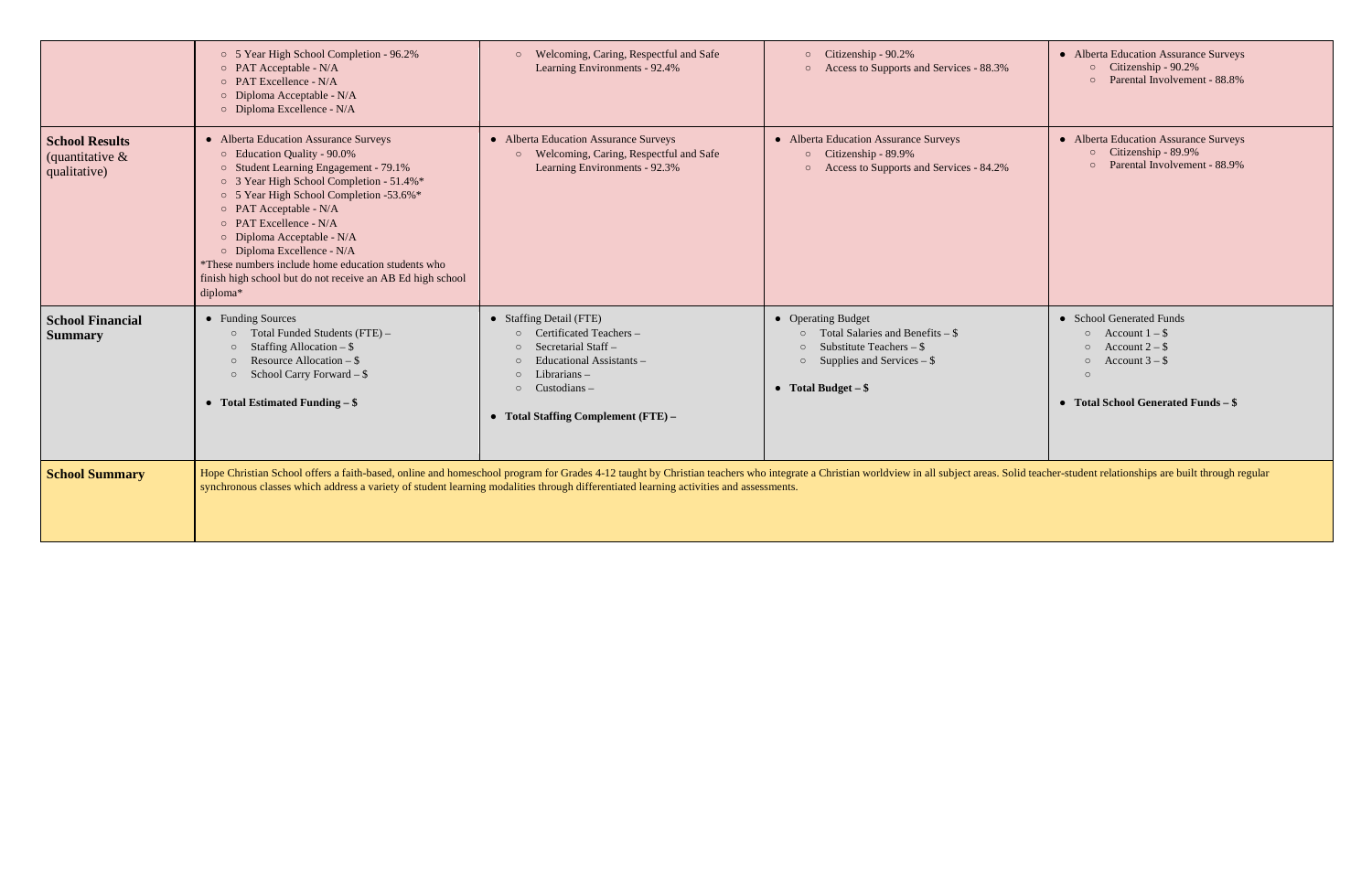| | | | | |
|---|---|---|---|---|
| | ○ 5 Year High School Completion - 96.2%<br>○ PAT Acceptable - N/A<br>○ PAT Excellence - N/A<br>○ Diploma Acceptable - N/A<br>○ Diploma Excellence - N/A | ○ Welcoming, Caring, Respectful and Safe Learning Environments - 92.4% | ○ Citizenship - 90.2%<br>○ Access to Supports and Services - 88.3% | • Alberta Education Assurance Surveys<br>○ Citizenship - 90.2%<br>○ Parental Involvement - 88.8% |
| **School Results** (quantitative & qualitative) | • Alberta Education Assurance Surveys<br>○ Education Quality - 90.0%<br>○ Student Learning Engagement - 79.1%<br>○ 3 Year High School Completion - 51.4%*<br>○ 5 Year High School Completion -53.6%*<br>○ PAT Acceptable - N/A<br>○ PAT Excellence - N/A<br>○ Diploma Acceptable - N/A<br>○ Diploma Excellence - N/A<br>*These numbers include home education students who finish high school but do not receive an AB Ed high school diploma* | • Alberta Education Assurance Surveys<br>○ Welcoming, Caring, Respectful and Safe Learning Environments - 92.3% | • Alberta Education Assurance Surveys<br>○ Citizenship - 89.9%<br>○ Access to Supports and Services - 84.2% | • Alberta Education Assurance Surveys<br>○ Citizenship - 89.9%<br>○ Parental Involvement - 88.9% |
| **School Financial Summary** | • Funding Sources<br>○ Total Funded Students (FTE) –<br>○ Staffing Allocation – $<br>○ Resource Allocation – $<br>○ School Carry Forward – $<br>• **Total Estimated Funding – $** | • Staffing Detail (FTE)<br>○ Certificated Teachers –<br>○ Secretarial Staff –<br>○ Educational Assistants –<br>○ Librarians –<br>○ Custodians –<br>• **Total Staffing Complement (FTE) –** | • Operating Budget<br>○ Total Salaries and Benefits – $<br>○ Substitute Teachers – $<br>○ Supplies and Services – $<br>• **Total Budget – $** | • School Generated Funds<br>○ Account 1 – $<br>○ Account 2 – $<br>○ Account 3 – $<br>○<br>• **Total School Generated Funds – $** |
| **School Summary** | Hope Christian School offers a faith-based, online and homeschool program for Grades 4-12 taught by Christian teachers who integrate a Christian worldview in all subject areas. Solid teacher-student relationships are built through regular synchronous classes which address a variety of student learning modalities through differentiated learning activities and assessments. | | | |